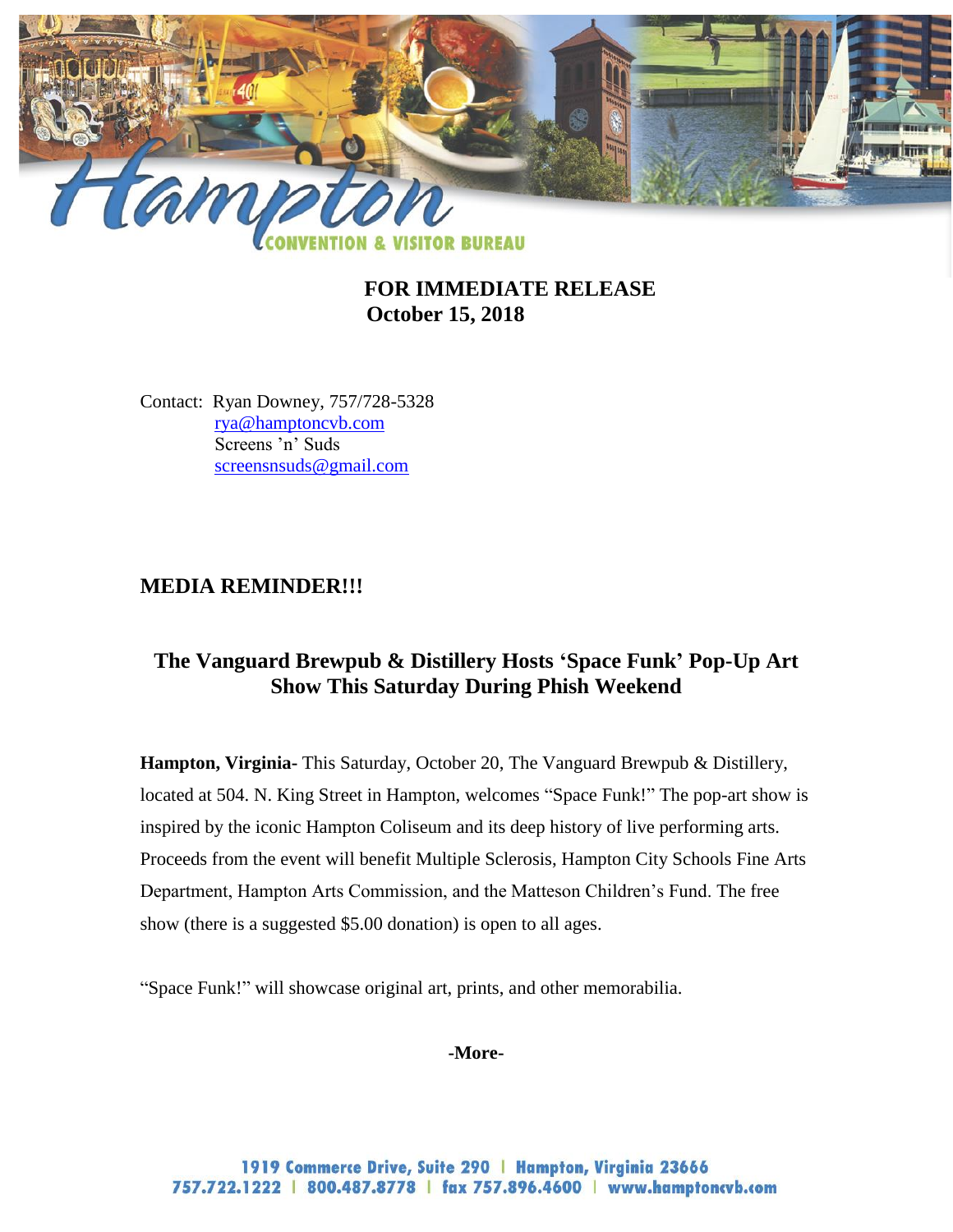**FOR IMMEDIATE RELEASE**
**October 15, 2018**

Contact: Ryan Downey, 757/728-5328
rya@hamptoncvb.com
Screens 'n' Suds
screensnsuds@gmail.com

## MEDIA REMINDER!!!

## The Vanguard Brewpub & Distillery Hosts 'Space Funk' Pop-Up Art Show This Saturday During Phish Weekend

**Hampton, Virginia-** This Saturday, October 20, The Vanguard Brewpub & Distillery, located at 504. N. King Street in Hampton, welcomes "Space Funk!" The pop-art show is inspired by the iconic Hampton Coliseum and its deep history of live performing arts. Proceeds from the event will benefit Multiple Sclerosis, Hampton City Schools Fine Arts Department, Hampton Arts Commission, and the Matteson Children's Fund. The free show (there is a suggested $5.00 donation) is open to all ages.

"Space Funk!" will showcase original art, prints, and other memorabilia.

**-More-**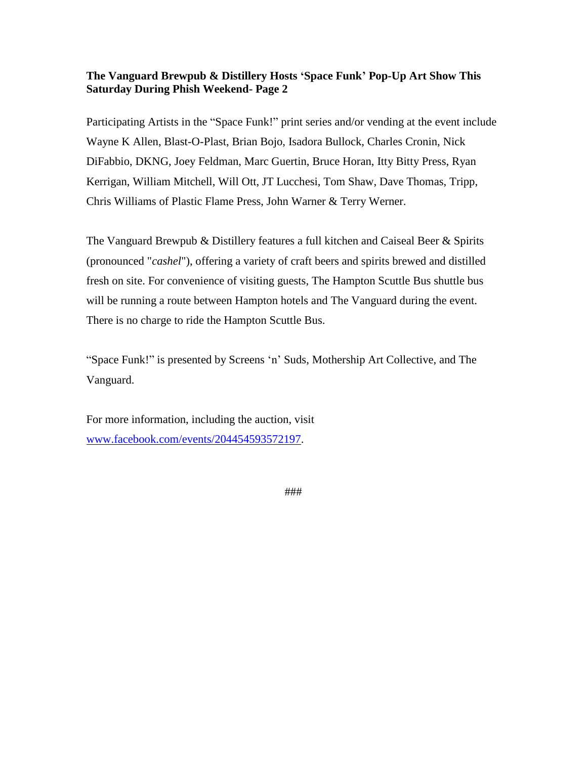**The Vanguard Brewpub & Distillery Hosts 'Space Funk' Pop-Up Art Show This Saturday During Phish Weekend- Page 2**

Participating Artists in the "Space Funk!" print series and/or vending at the event include Wayne K Allen, Blast-O-Plast, Brian Bojo, Isadora Bullock, Charles Cronin, Nick DiFabbio, DKNG, Joey Feldman, Marc Guertin, Bruce Horan, Itty Bitty Press, Ryan Kerrigan, William Mitchell, Will Ott, JT Lucchesi, Tom Shaw, Dave Thomas, Tripp, Chris Williams of Plastic Flame Press, John Warner & Terry Werner.

The Vanguard Brewpub & Distillery features a full kitchen and Caiseal Beer & Spirits (pronounced "*cashel*"), offering a variety of craft beers and spirits brewed and distilled fresh on site. For convenience of visiting guests, The Hampton Scuttle Bus shuttle bus will be running a route between Hampton hotels and The Vanguard during the event. There is no charge to ride the Hampton Scuttle Bus.

"Space Funk!" is presented by Screens 'n' Suds, Mothership Art Collective, and The Vanguard.

For more information, including the auction, visit [www.facebook.com/events/204454593572197](http://www.facebook.com/events/204454593572197).

###